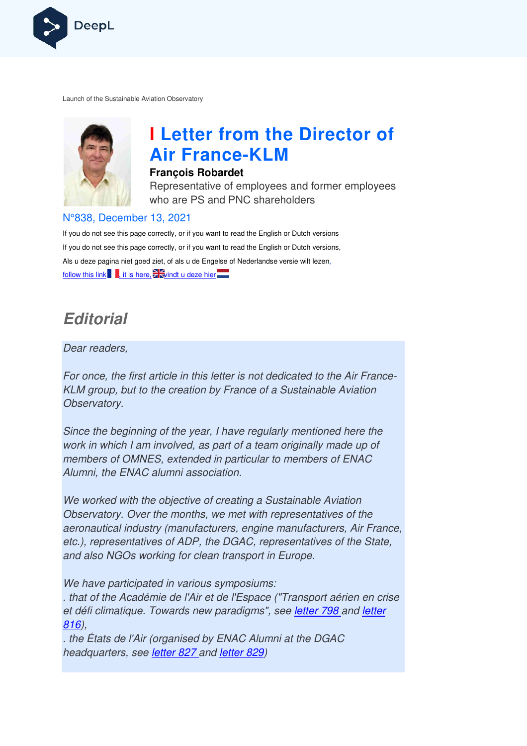Launch of the Sustainable Aviation Observatory

# Letter from the Director of Air France-KLM

**François Robardet**

Representative of employees and former employees who are PS and PNC shareholders

N°838, December 13, 2021

If you do not see this page correctly, or if you want to read the English or Dutch versions

If you do not see this page correctly, or if you want to read the English or Dutch versions,

Als u deze pagina niet goed ziet, of als u de Engelse of Nederlandse versie wilt lezen,

follow this link, it is here, vindt u deze hier

## Editorial

*Dear readers,*

*For once, the first article in this letter is not dedicated to the Air France-KLM group, but to the creation by France of a Sustainable Aviation Observatory.*

*Since the beginning of the year, I have regularly mentioned here the work in which I am involved, as part of a team originally made up of members of OMNES, extended in particular to members of ENAC Alumni, the ENAC alumni association.*

*We worked with the objective of creating a Sustainable Aviation Observatory. Over the months, we met with representatives of the aeronautical industry (manufacturers, engine manufacturers, Air France, etc.), representatives of ADP, the DGAC, representatives of the State, and also NGOs working for clean transport in Europe.*

*We have participated in various symposiums:*
*. that of the Académie de l'Air et de l'Espace ("Transport aérien en crise et défi climatique. Towards new paradigms", see letter 798 and letter 816),*
*. the États de l'Air (organised by ENAC Alumni at the DGAC headquarters, see letter 827 and letter 829)*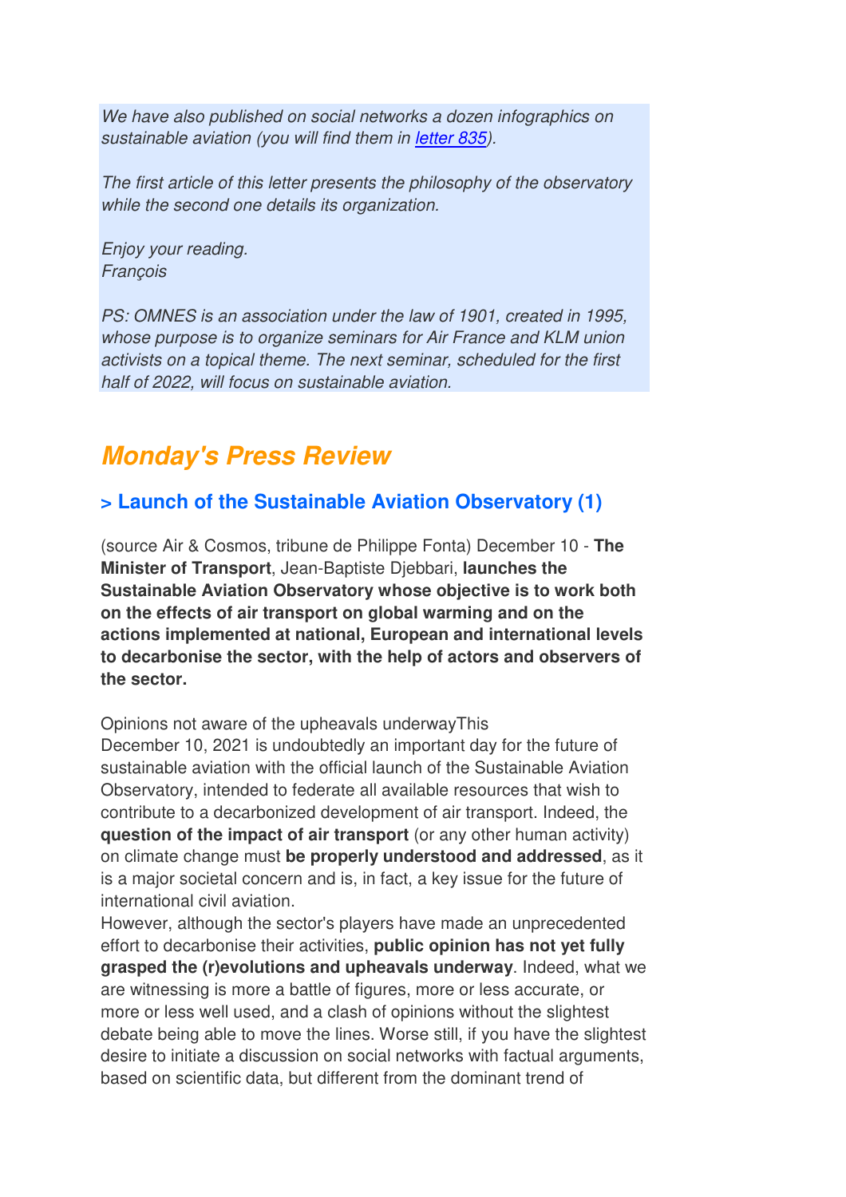*We have also published on social networks a dozen infographics on sustainable aviation (you will find them in [letter 835](letter 835)).*

*The first article of this letter presents the philosophy of the observatory while the second one details its organization.*

*Enjoy your reading.*
*François*

*PS: OMNES is an association under the law of 1901, created in 1995, whose purpose is to organize seminars for Air France and KLM union activists on a topical theme. The next seminar, scheduled for the first half of 2022, will focus on sustainable aviation.*

## *Monday's Press Review*

### > Launch of the Sustainable Aviation Observatory (1)

(source Air & Cosmos, tribune de Philippe Fonta) December 10 - **The Minister of Transport**, Jean-Baptiste Djebbari, **launches the Sustainable Aviation Observatory whose objective is to work both on the effects of air transport on global warming and on the actions implemented at national, European and international levels to decarbonise the sector, with the help of actors and observers of the sector.**

Opinions not aware of the upheavals underwayThis
December 10, 2021 is undoubtedly an important day for the future of sustainable aviation with the official launch of the Sustainable Aviation Observatory, intended to federate all available resources that wish to contribute to a decarbonized development of air transport. Indeed, the **question of the impact of air transport** (or any other human activity) on climate change must **be properly understood and addressed**, as it is a major societal concern and is, in fact, a key issue for the future of international civil aviation.
However, although the sector's players have made an unprecedented effort to decarbonise their activities, **public opinion has not yet fully grasped the (r)evolutions and upheavals underway**. Indeed, what we are witnessing is more a battle of figures, more or less accurate, or more or less well used, and a clash of opinions without the slightest debate being able to move the lines. Worse still, if you have the slightest desire to initiate a discussion on social networks with factual arguments, based on scientific data, but different from the dominant trend of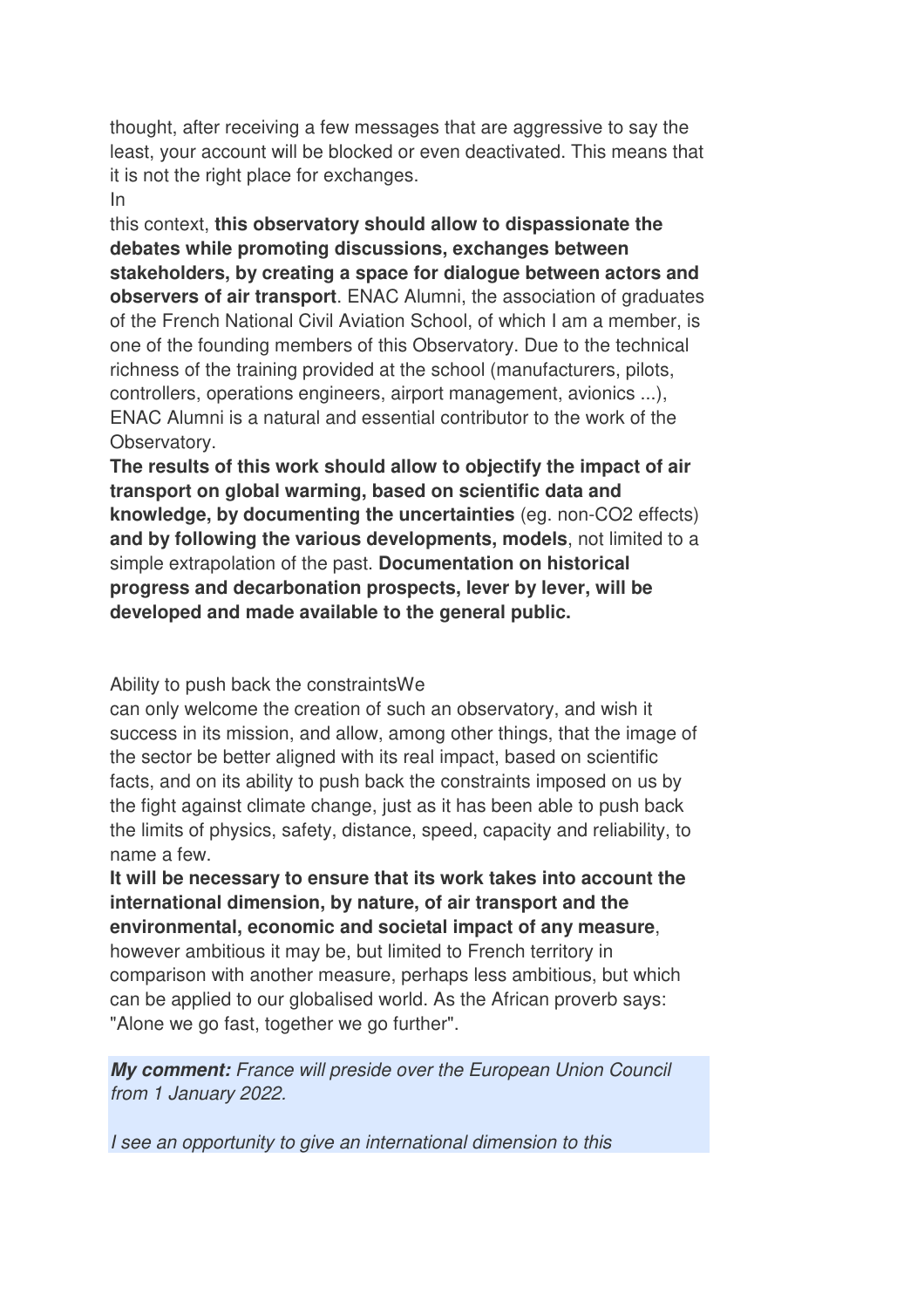thought, after receiving a few messages that are aggressive to say the least, your account will be blocked or even deactivated. This means that it is not the right place for exchanges.

In

this context, **this observatory should allow to dispassionate the debates while promoting discussions, exchanges between stakeholders, by creating a space for dialogue between actors and observers of air transport**. ENAC Alumni, the association of graduates of the French National Civil Aviation School, of which I am a member, is one of the founding members of this Observatory. Due to the technical richness of the training provided at the school (manufacturers, pilots, controllers, operations engineers, airport management, avionics ...), ENAC Alumni is a natural and essential contributor to the work of the Observatory.

**The results of this work should allow to objectify the impact of air transport on global warming, based on scientific data and knowledge, by documenting the uncertainties** (eg. non-CO2 effects) **and by following the various developments, models**, not limited to a simple extrapolation of the past. **Documentation on historical progress and decarbonation prospects, lever by lever, will be developed and made available to the general public.**

Ability to push back the constraintsWe

can only welcome the creation of such an observatory, and wish it success in its mission, and allow, among other things, that the image of the sector be better aligned with its real impact, based on scientific facts, and on its ability to push back the constraints imposed on us by the fight against climate change, just as it has been able to push back the limits of physics, safety, distance, speed, capacity and reliability, to name a few.

**It will be necessary to ensure that its work takes into account the international dimension, by nature, of air transport and the environmental, economic and societal impact of any measure**, however ambitious it may be, but limited to French territory in comparison with another measure, perhaps less ambitious, but which can be applied to our globalised world. As the African proverb says: "Alone we go fast, together we go further".

***My comment:*** *France will preside over the European Union Council from 1 January 2022.*

*I see an opportunity to give an international dimension to this*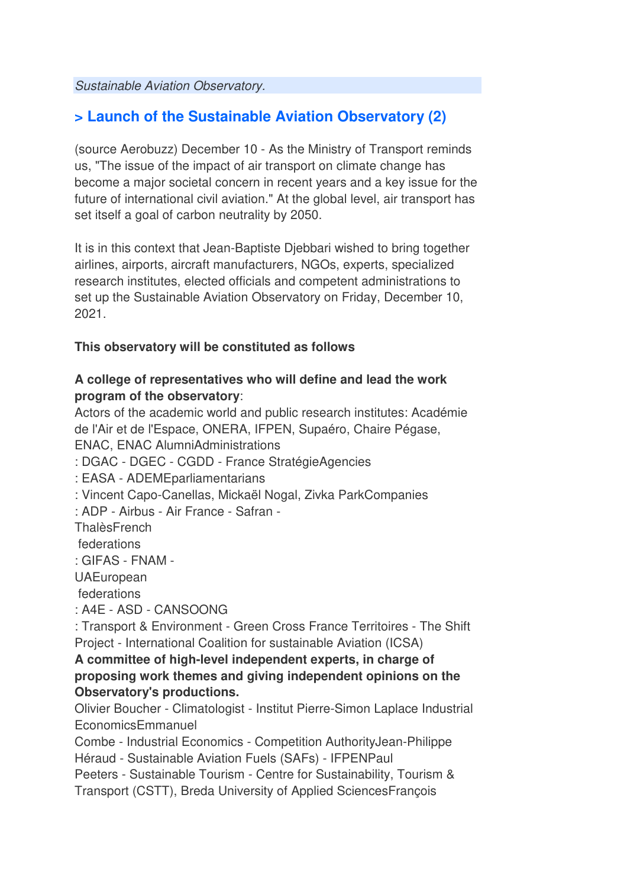*Sustainable Aviation Observatory.*

## > Launch of the Sustainable Aviation Observatory (2)

(source Aerobuzz) December 10 - As the Ministry of Transport reminds us, "The issue of the impact of air transport on climate change has become a major societal concern in recent years and a key issue for the future of international civil aviation." At the global level, air transport has set itself a goal of carbon neutrality by 2050.

It is in this context that Jean-Baptiste Djebbari wished to bring together airlines, airports, aircraft manufacturers, NGOs, experts, specialized research institutes, elected officials and competent administrations to set up the Sustainable Aviation Observatory on Friday, December 10, 2021.

**This observatory will be constituted as follows**

**A college of representatives who will define and lead the work program of the observatory**:
Actors of the academic world and public research institutes: Académie de l'Air et de l'Espace, ONERA, IFPEN, Supaéro, Chaire Pégase, ENAC, ENAC AlumniAdministrations
: DGAC - DGEC - CGDD - France StratégieAgencies
: EASA - ADEMEparliamentarians
: Vincent Capo-Canellas, Mickaël Nogal, Zivka ParkCompanies
: ADP - Airbus - Air France - Safran -
ThalèsFrench
federations
: GIFAS - FNAM -
UAEuropean
federations
: A4E - ASD - CANSOONG
: Transport & Environment - Green Cross France Territoires - The Shift Project - International Coalition for sustainable Aviation (ICSA)
**A committee of high-level independent experts, in charge of proposing work themes and giving independent opinions on the Observatory's productions.**
Olivier Boucher - Climatologist - Institut Pierre-Simon Laplace Industrial EconomicsEmmanuel
Combe - Industrial Economics - Competition AuthorityJean-Philippe Héraud - Sustainable Aviation Fuels (SAFs) - IFPENPaul
Peeters - Sustainable Tourism - Centre for Sustainability, Tourism & Transport (CSTT), Breda University of Applied SciencesFrançois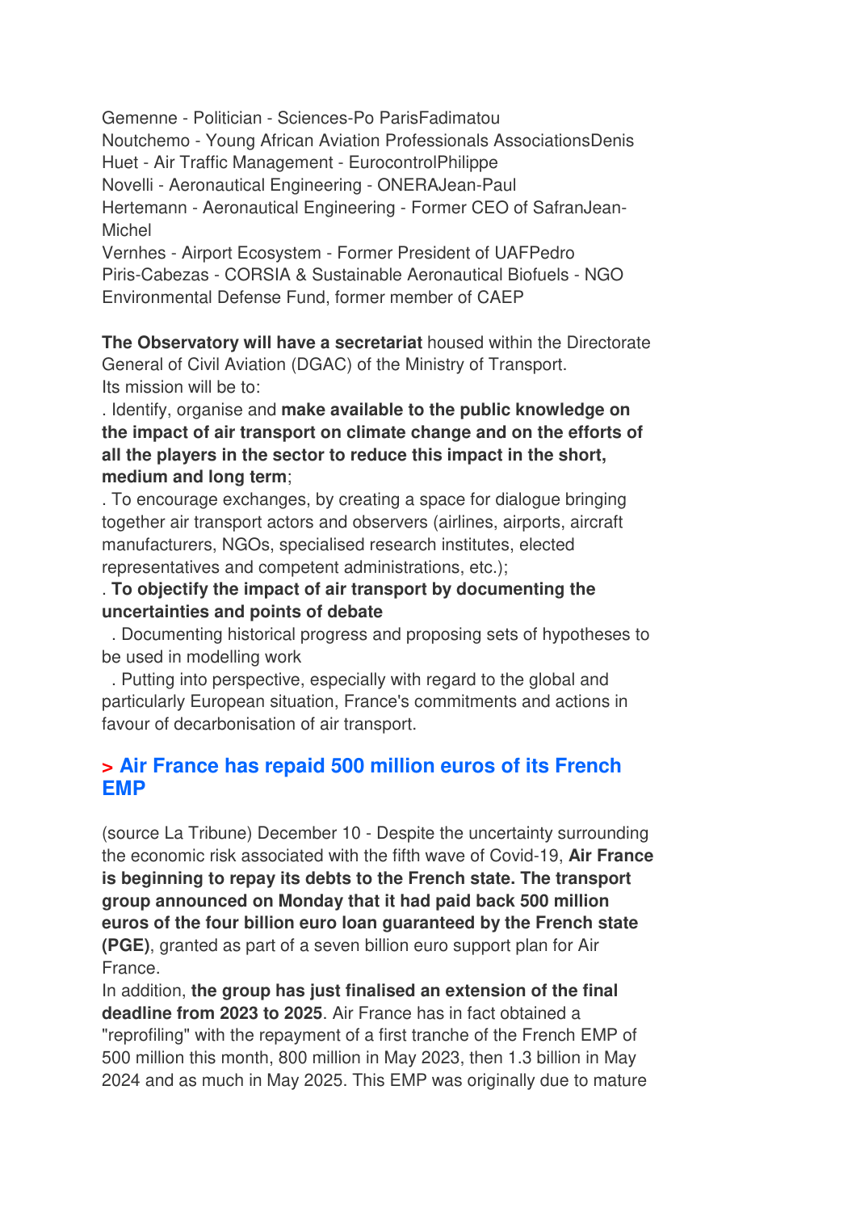Gemenne - Politician - Sciences-Po ParisFadimatou
Noutchemo - Young African Aviation Professionals AssociationsDenis
Huet - Air Traffic Management - EurocontrolPhilippe
Novelli - Aeronautical Engineering - ONERAJean-Paul
Hertemann - Aeronautical Engineering - Former CEO of SafranJean-Michel
Vernhes - Airport Ecosystem - Former President of UAFPedro
Piris-Cabezas - CORSIA & Sustainable Aeronautical Biofuels - NGO
Environmental Defense Fund, former member of CAEP

**The Observatory will have a secretariat** housed within the Directorate General of Civil Aviation (DGAC) of the Ministry of Transport.
Its mission will be to:

. Identify, organise and **make available to the public knowledge on the impact of air transport on climate change and on the efforts of all the players in the sector to reduce this impact in the short, medium and long term**;

. To encourage exchanges, by creating a space for dialogue bringing together air transport actors and observers (airlines, airports, aircraft manufacturers, NGOs, specialised research institutes, elected representatives and competent administrations, etc.);

. **To objectify the impact of air transport by documenting the uncertainties and points of debate**

. Documenting historical progress and proposing sets of hypotheses to be used in modelling work

. Putting into perspective, especially with regard to the global and particularly European situation, France's commitments and actions in favour of decarbonisation of air transport.

## > Air France has repaid 500 million euros of its French EMP

(source La Tribune) December 10 - Despite the uncertainty surrounding the economic risk associated with the fifth wave of Covid-19, **Air France is beginning to repay its debts to the French state. The transport group announced on Monday that it had paid back 500 million euros of the four billion euro loan guaranteed by the French state (PGE)**, granted as part of a seven billion euro support plan for Air France.

In addition, **the group has just finalised an extension of the final deadline from 2023 to 2025**. Air France has in fact obtained a "reprofiling" with the repayment of a first tranche of the French EMP of 500 million this month, 800 million in May 2023, then 1.3 billion in May 2024 and as much in May 2025. This EMP was originally due to mature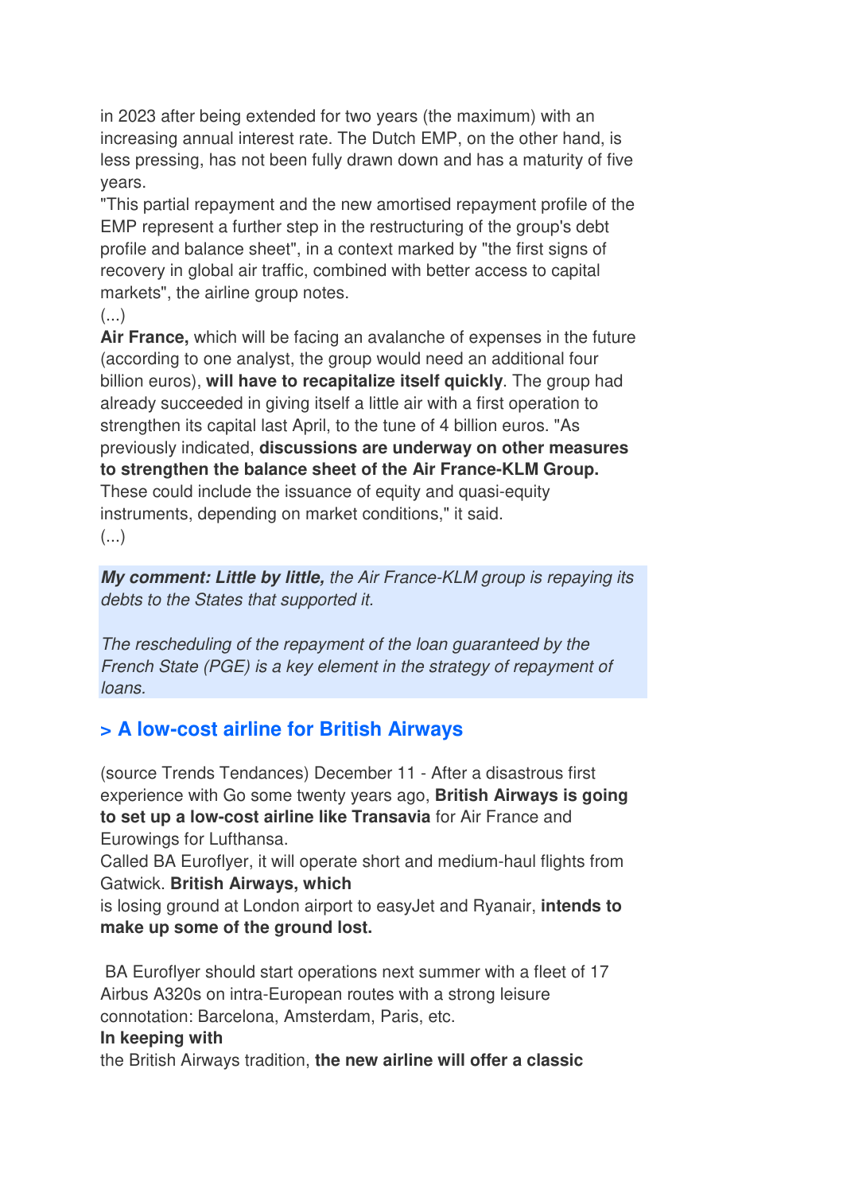in 2023 after being extended for two years (the maximum) with an increasing annual interest rate. The Dutch EMP, on the other hand, is less pressing, has not been fully drawn down and has a maturity of five years.

"This partial repayment and the new amortised repayment profile of the EMP represent a further step in the restructuring of the group's debt profile and balance sheet", in a context marked by "the first signs of recovery in global air traffic, combined with better access to capital markets", the airline group notes.

(...)

**Air France,** which will be facing an avalanche of expenses in the future (according to one analyst, the group would need an additional four billion euros), **will have to recapitalize itself quickly**. The group had already succeeded in giving itself a little air with a first operation to strengthen its capital last April, to the tune of 4 billion euros. "As previously indicated, **discussions are underway on other measures to strengthen the balance sheet of the Air France-KLM Group.** These could include the issuance of equity and quasi-equity instruments, depending on market conditions," it said.

(...)

> ***My comment: Little by little,*** *the Air France-KLM group is repaying its debts to the States that supported it.*
>
> *The rescheduling of the repayment of the loan guaranteed by the French State (PGE) is a key element in the strategy of repayment of loans.*

## > A low-cost airline for British Airways

(source Trends Tendances) December 11 - After a disastrous first experience with Go some twenty years ago, **British Airways is going to set up a low-cost airline like Transavia** for Air France and Eurowings for Lufthansa.

Called BA Euroflyer, it will operate short and medium-haul flights from Gatwick. **British Airways, which** is losing ground at London airport to easyJet and Ryanair, **intends to make up some of the ground lost.**

BA Euroflyer should start operations next summer with a fleet of 17 Airbus A320s on intra-European routes with a strong leisure connotation: Barcelona, Amsterdam, Paris, etc.

**In keeping with** the British Airways tradition, **the new airline will offer a classic**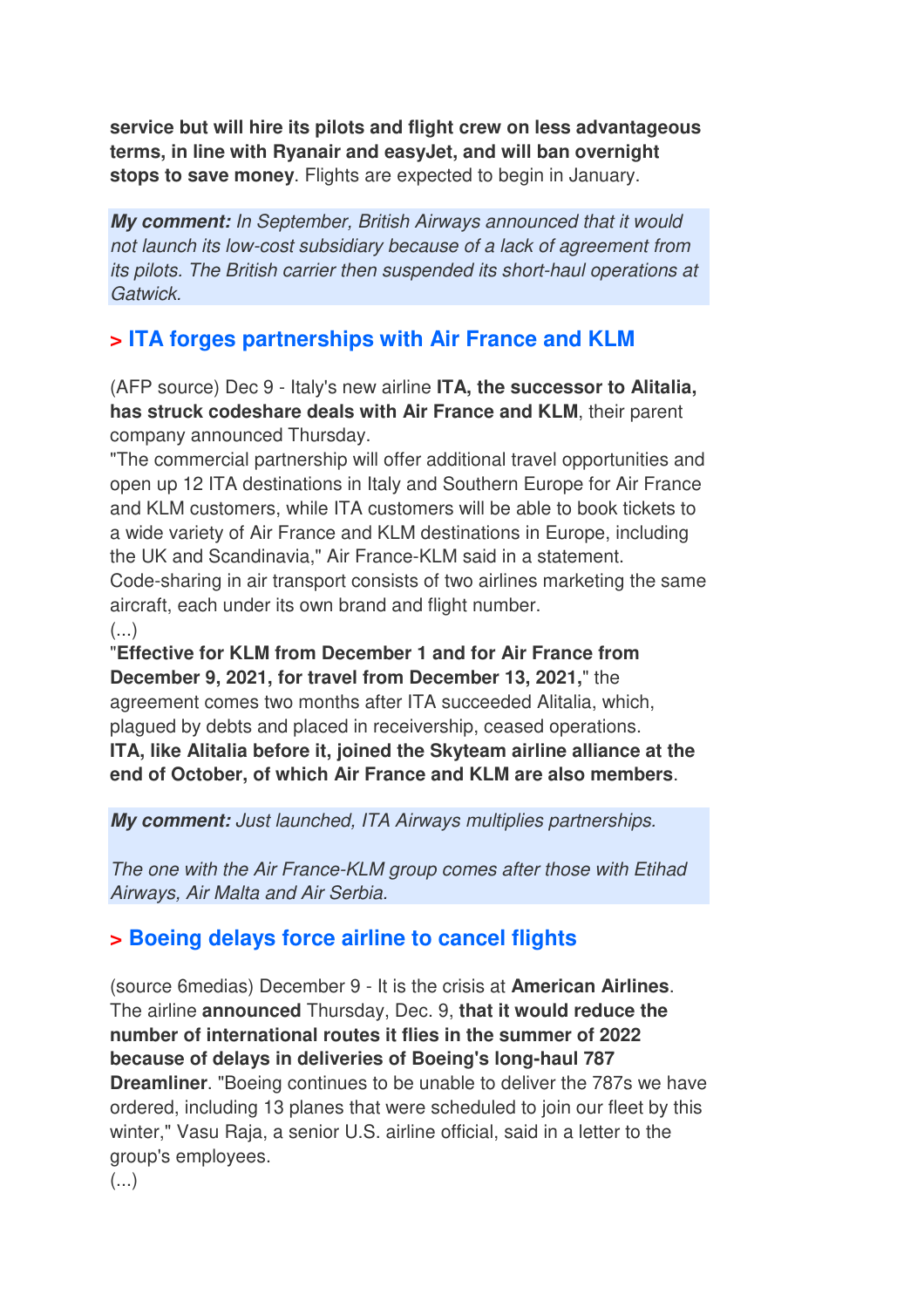**service but will hire its pilots and flight crew on less advantageous terms, in line with Ryanair and easyJet, and will ban overnight stops to save money**. Flights are expected to begin in January.

***My comment:*** *In September, British Airways announced that it would not launch its low-cost subsidiary because of a lack of agreement from its pilots. The British carrier then suspended its short-haul operations at Gatwick.*

## > ITA forges partnerships with Air France and KLM

(AFP source) Dec 9 - Italy's new airline **ITA, the successor to Alitalia, has struck codeshare deals with Air France and KLM**, their parent company announced Thursday.

"The commercial partnership will offer additional travel opportunities and open up 12 ITA destinations in Italy and Southern Europe for Air France and KLM customers, while ITA customers will be able to book tickets to a wide variety of Air France and KLM destinations in Europe, including the UK and Scandinavia," Air France-KLM said in a statement.

Code-sharing in air transport consists of two airlines marketing the same aircraft, each under its own brand and flight number.

(...)

"**Effective for KLM from December 1 and for Air France from December 9, 2021, for travel from December 13, 2021,**" the agreement comes two months after ITA succeeded Alitalia, which, plagued by debts and placed in receivership, ceased operations.

**ITA, like Alitalia before it, joined the Skyteam airline alliance at the end of October, of which Air France and KLM are also members**.

***My comment:*** *Just launched, ITA Airways multiplies partnerships.*

*The one with the Air France-KLM group comes after those with Etihad Airways, Air Malta and Air Serbia.*

## > Boeing delays force airline to cancel flights

(source 6medias) December 9 - It is the crisis at **American Airlines**. The airline **announced** Thursday, Dec. 9, **that it would reduce the number of international routes it flies in the summer of 2022 because of delays in deliveries of Boeing's long-haul 787 Dreamliner**. "Boeing continues to be unable to deliver the 787s we have ordered, including 13 planes that were scheduled to join our fleet by this winter," Vasu Raja, a senior U.S. airline official, said in a letter to the group's employees.

(...)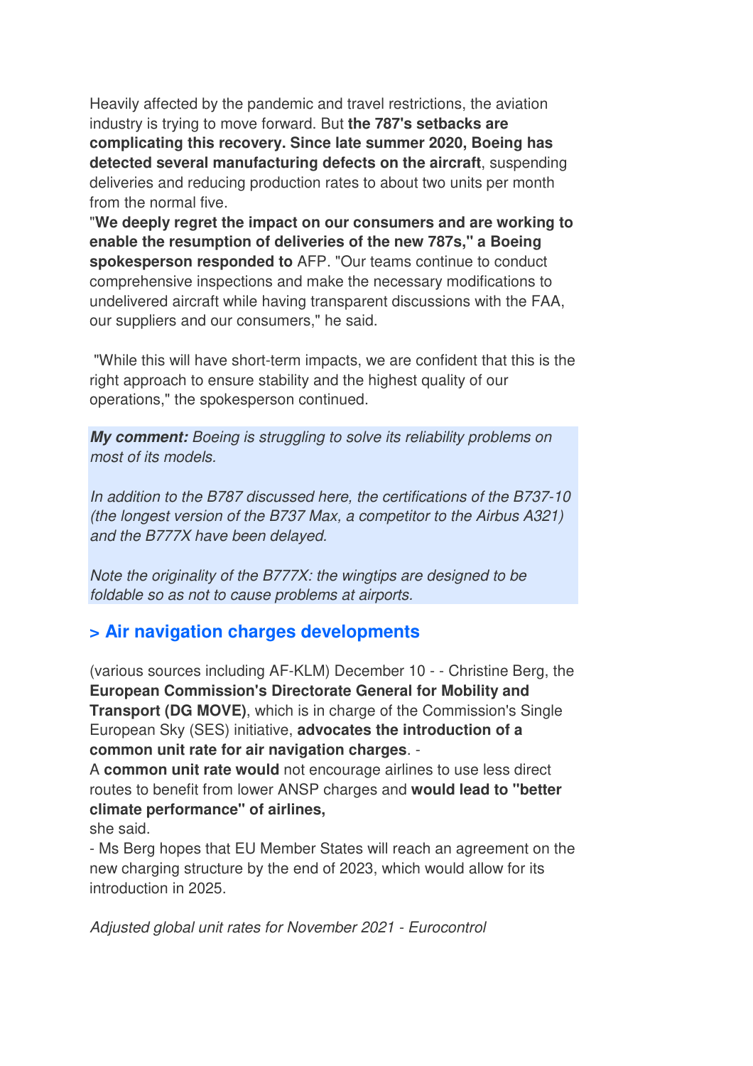Heavily affected by the pandemic and travel restrictions, the aviation industry is trying to move forward. But **the 787's setbacks are complicating this recovery. Since late summer 2020, Boeing has detected several manufacturing defects on the aircraft**, suspending deliveries and reducing production rates to about two units per month from the normal five.

"**We deeply regret the impact on our consumers and are working to enable the resumption of deliveries of the new 787s," a Boeing spokesperson responded to** AFP. "Our teams continue to conduct comprehensive inspections and make the necessary modifications to undelivered aircraft while having transparent discussions with the FAA, our suppliers and our consumers," he said.

"While this will have short-term impacts, we are confident that this is the right approach to ensure stability and the highest quality of our operations," the spokesperson continued.

***My comment:*** *Boeing is struggling to solve its reliability problems on most of its models.*

*In addition to the B787 discussed here, the certifications of the B737-10 (the longest version of the B737 Max, a competitor to the Airbus A321) and the B777X have been delayed.*

*Note the originality of the B777X: the wingtips are designed to be foldable so as not to cause problems at airports.*

## > Air navigation charges developments

(various sources including AF-KLM) December 10 - - Christine Berg, the **European Commission's Directorate General for Mobility and Transport (DG MOVE)**, which is in charge of the Commission's Single European Sky (SES) initiative, **advocates the introduction of a common unit rate for air navigation charges**. -

A **common unit rate would** not encourage airlines to use less direct routes to benefit from lower ANSP charges and **would lead to "better climate performance" of airlines,**
she said.

- Ms Berg hopes that EU Member States will reach an agreement on the new charging structure by the end of 2023, which would allow for its introduction in 2025.

*Adjusted global unit rates for November 2021 - Eurocontrol*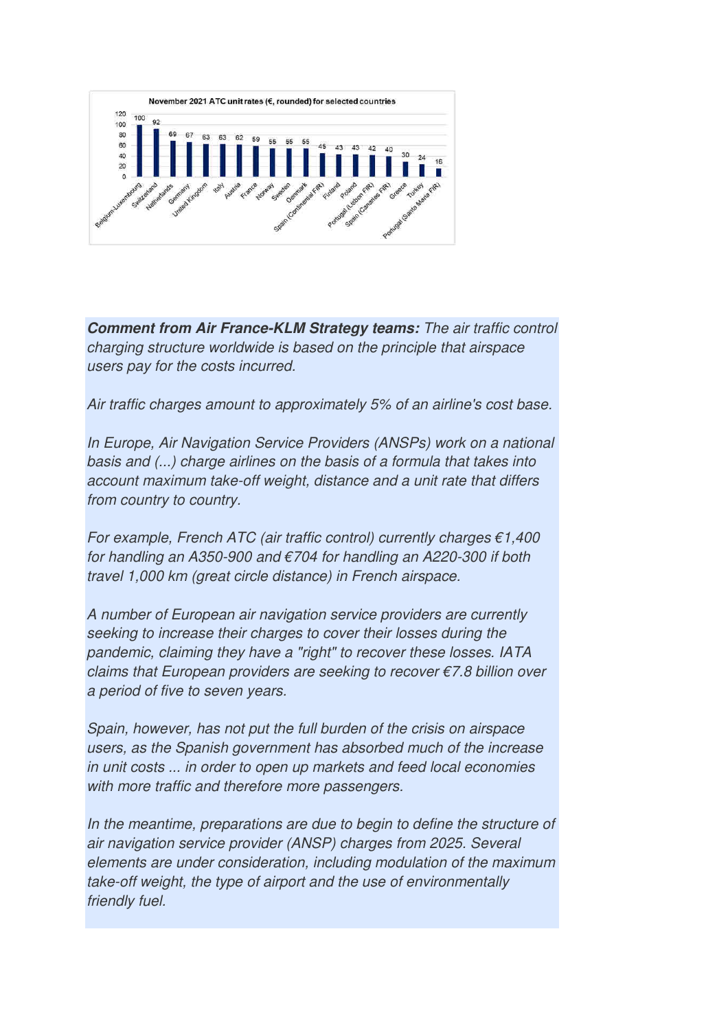**November 2021 ATC unit rates (€, rounded) for selected countries**

| Country | Unit rate (€) |
|---|---|
| Belgium-Luxembourg | 100 |
| Switzerland | 92 |
| Netherlands | 69 |
| Germany | 67 |
| United Kingdom | 63 |
| Italy | 63 |
| Austria | 62 |
| France | 59 |
| Norway | 55 |
| Sweden | 55 |
| Denmark | 55 |
| Spain (Continental FIR) | 45 |
| Finland | 43 |
| Poland | 43 |
| Portugal (Lisbon FIR) | 42 |
| Spain (Canaries FIR) | 40 |
| Greece | 30 |
| Turkey | 24 |
| Portugal (Santa Maria FIR) | 16 |

***Comment from Air France-KLM Strategy teams:*** *The air traffic control charging structure worldwide is based on the principle that airspace users pay for the costs incurred.*

*Air traffic charges amount to approximately 5% of an airline's cost base.*

*In Europe, Air Navigation Service Providers (ANSPs) work on a national basis and (...) charge airlines on the basis of a formula that takes into account maximum take-off weight, distance and a unit rate that differs from country to country.*

*For example, French ATC (air traffic control) currently charges €1,400 for handling an A350-900 and €704 for handling an A220-300 if both travel 1,000 km (great circle distance) in French airspace.*

*A number of European air navigation service providers are currently seeking to increase their charges to cover their losses during the pandemic, claiming they have a "right" to recover these losses. IATA claims that European providers are seeking to recover €7.8 billion over a period of five to seven years.*

*Spain, however, has not put the full burden of the crisis on airspace users, as the Spanish government has absorbed much of the increase in unit costs ... in order to open up markets and feed local economies with more traffic and therefore more passengers.*

*In the meantime, preparations are due to begin to define the structure of air navigation service provider (ANSP) charges from 2025. Several elements are under consideration, including modulation of the maximum take-off weight, the type of airport and the use of environmentally friendly fuel.*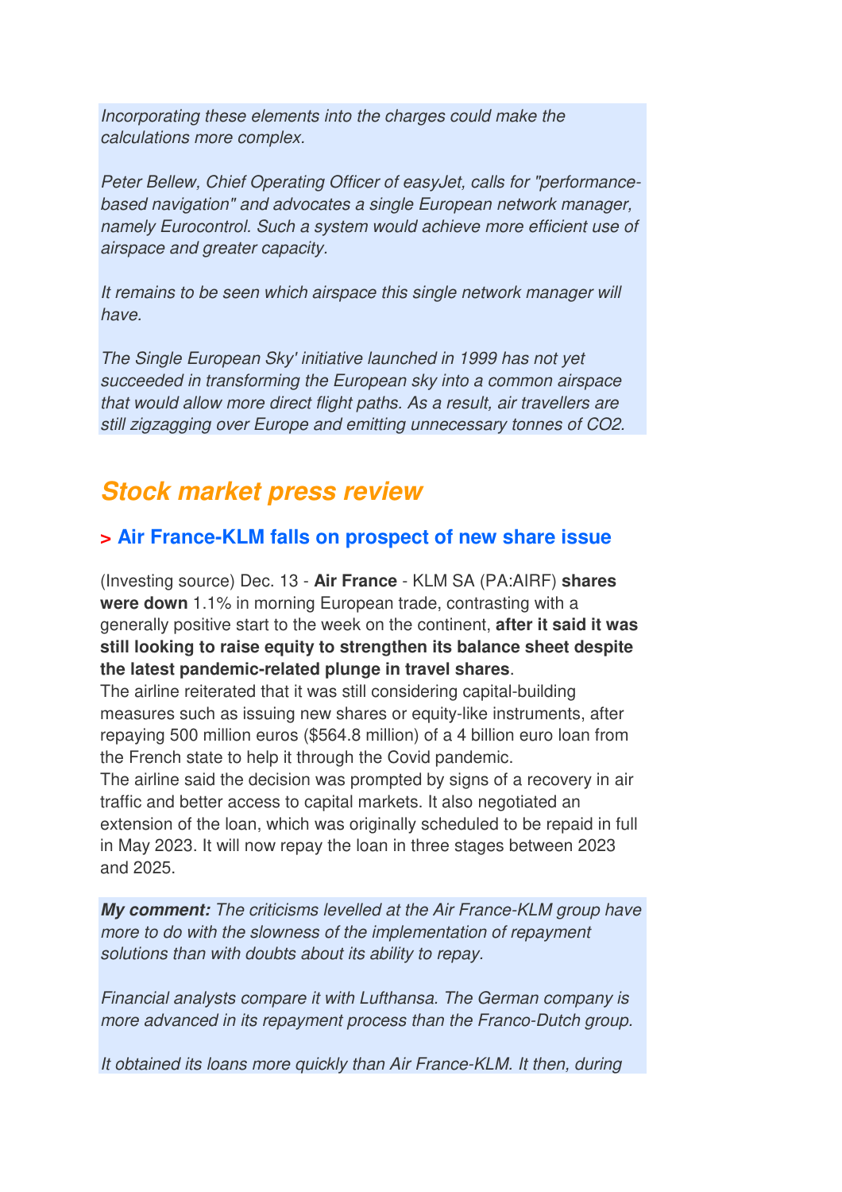*Incorporating these elements into the charges could make the calculations more complex.*

*Peter Bellew, Chief Operating Officer of easyJet, calls for "performance-based navigation" and advocates a single European network manager, namely Eurocontrol. Such a system would achieve more efficient use of airspace and greater capacity.*

*It remains to be seen which airspace this single network manager will have.*

*The Single European Sky' initiative launched in 1999 has not yet succeeded in transforming the European sky into a common airspace that would allow more direct flight paths. As a result, air travellers are still zigzagging over Europe and emitting unnecessary tonnes of CO2.*

## Stock market press review

### > Air France-KLM falls on prospect of new share issue

(Investing source) Dec. 13 - **Air France** - KLM SA (PA:AIRF) **shares were down** 1.1% in morning European trade, contrasting with a generally positive start to the week on the continent, **after it said it was still looking to raise equity to strengthen its balance sheet despite the latest pandemic-related plunge in travel shares**.
The airline reiterated that it was still considering capital-building measures such as issuing new shares or equity-like instruments, after repaying 500 million euros ($564.8 million) of a 4 billion euro loan from the French state to help it through the Covid pandemic.
The airline said the decision was prompted by signs of a recovery in air traffic and better access to capital markets. It also negotiated an extension of the loan, which was originally scheduled to be repaid in full in May 2023. It will now repay the loan in three stages between 2023 and 2025.

***My comment:*** *The criticisms levelled at the Air France-KLM group have more to do with the slowness of the implementation of repayment solutions than with doubts about its ability to repay.*

*Financial analysts compare it with Lufthansa. The German company is more advanced in its repayment process than the Franco-Dutch group.*

*It obtained its loans more quickly than Air France-KLM. It then, during*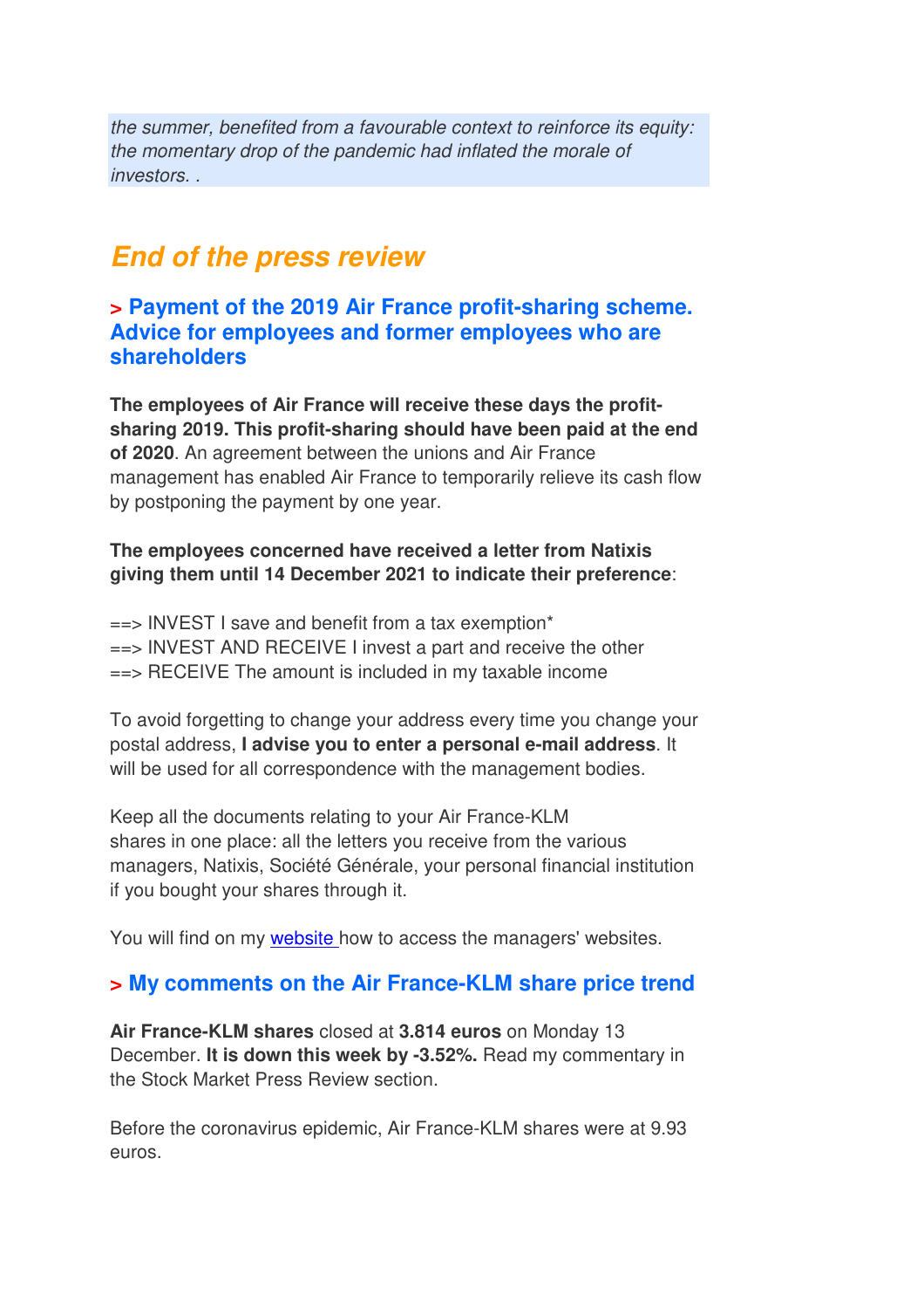*the summer, benefited from a favourable context to reinforce its equity: the momentary drop of the pandemic had inflated the morale of investors. .*

## *End of the press review*

### > Payment of the 2019 Air France profit-sharing scheme. Advice for employees and former employees who are shareholders

**The employees of Air France will receive these days the profit-sharing 2019. This profit-sharing should have been paid at the end of 2020**. An agreement between the unions and Air France management has enabled Air France to temporarily relieve its cash flow by postponing the payment by one year.

**The employees concerned have received a letter from Natixis giving them until 14 December 2021 to indicate their preference**:

==> INVEST I save and benefit from a tax exemption*
==> INVEST AND RECEIVE I invest a part and receive the other
==> RECEIVE The amount is included in my taxable income

To avoid forgetting to change your address every time you change your postal address, **I advise you to enter a personal e-mail address**. It will be used for all correspondence with the management bodies.

Keep all the documents relating to your Air France-KLM shares in one place: all the letters you receive from the various managers, Natixis, Société Générale, your personal financial institution if you bought your shares through it.

You will find on my website how to access the managers' websites.

### > My comments on the Air France-KLM share price trend

**Air France-KLM shares** closed at **3.814 euros** on Monday 13 December. **It is down this week by -3.52%.** Read my commentary in the Stock Market Press Review section.

Before the coronavirus epidemic, Air France-KLM shares were at 9.93 euros.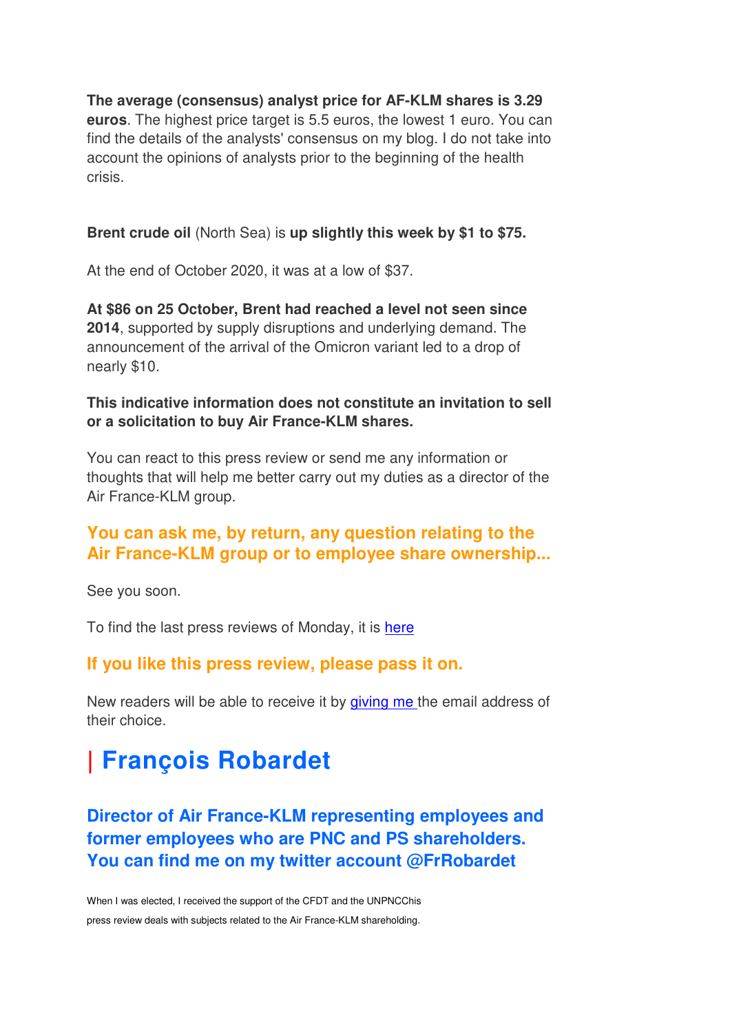**The average (consensus) analyst price for AF-KLM shares is 3.29 euros**. The highest price target is 5.5 euros, the lowest 1 euro. You can find the details of the analysts' consensus on my blog. I do not take into account the opinions of analysts prior to the beginning of the health crisis.

**Brent crude oil** (North Sea) is **up slightly this week by $1 to $75.**

At the end of October 2020, it was at a low of $37.

**At $86 on 25 October, Brent had reached a level not seen since 2014**, supported by supply disruptions and underlying demand. The announcement of the arrival of the Omicron variant led to a drop of nearly $10.

**This indicative information does not constitute an invitation to sell or a solicitation to buy Air France-KLM shares.**

You can react to this press review or send me any information or thoughts that will help me better carry out my duties as a director of the Air France-KLM group.

### You can ask me, by return, any question relating to the Air France-KLM group or to employee share ownership...

See you soon.

To find the last press reviews of Monday, it is here

### If you like this press review, please pass it on.

New readers will be able to receive it by giving me the email address of their choice.

# | François Robardet

### Director of Air France-KLM representing employees and former employees who are PNC and PS shareholders. You can find me on my twitter account @FrRobardet

When I was elected, I received the support of the CFDT and the UNPNCChis press review deals with subjects related to the Air France-KLM shareholding.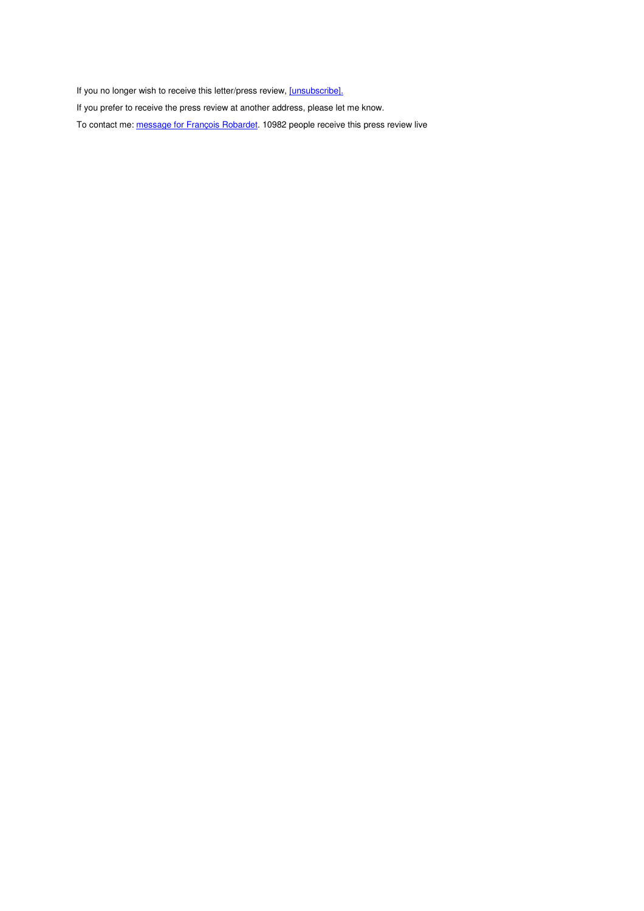If you no longer wish to receive this letter/press review, [unsubscribe].

If you prefer to receive the press review at another address, please let me know.

To contact me: message for François Robardet. 10982 people receive this press review live